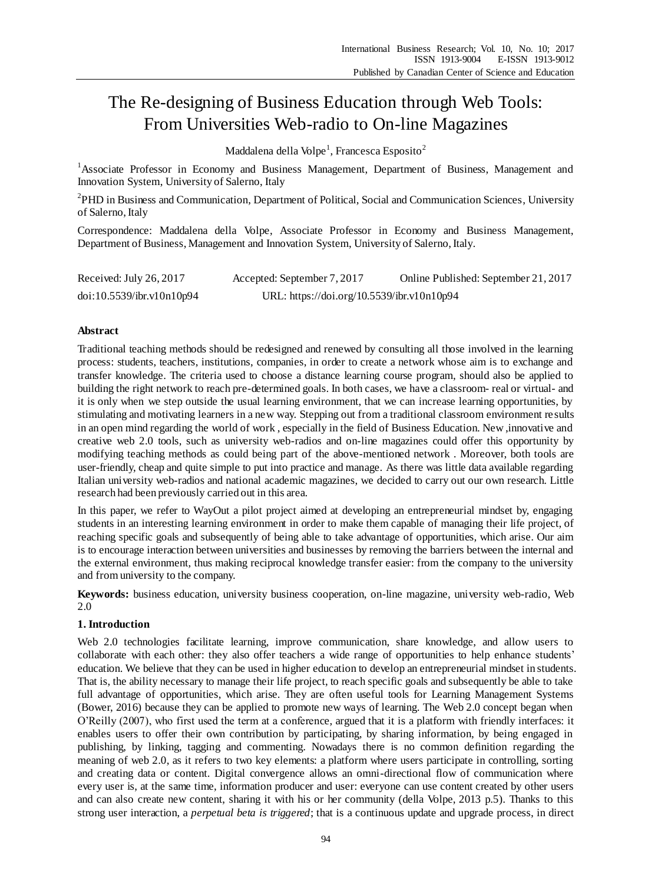# The Re-designing of Business Education through Web Tools: From Universities Web-radio to On-line Magazines

Maddalena della Volpe[1], Francesca Esposito[2]

[1]Associate Professor in Economy and Business Management, Department of Business, Management and Innovation System, University of Salerno, Italy

[2]PHD in Business and Communication, Department of Political, Social and Communication Sciences, University of Salerno, Italy

Correspondence: Maddalena della Volpe, Associate Professor in Economy and Business Management, Department of Business, Management and Innovation System, University of Salerno, Italy.

Received: July 26, 2017 Accepted: September 7, 2017 Online Published: September 21, 2017

doi:10.5539/ibr.v10n10p94 URL: https://doi.org/10.5539/ibr.v10n10p94

## Abstract

Traditional teaching methods should be redesigned and renewed by consulting all those involved in the learning process: students, teachers, institutions, companies, in order to create a network whose aim is to exchange and transfer knowledge. The criteria used to choose a distance learning course program, should also be applied to building the right network to reach pre-determined goals. In both cases, we have a classroom- real or virtual- and it is only when we step outside the usual learning environment, that we can increase learning opportunities, by stimulating and motivating learners in a new way. Stepping out from a traditional classroom environment results in an open mind regarding the world of work , especially in the field of Business Education. New ,innovative and creative web 2.0 tools, such as university web-radios and on-line magazines could offer this opportunity by modifying teaching methods as could being part of the above-mentioned network . Moreover, both tools are user-friendly, cheap and quite simple to put into practice and manage. As there was little data available regarding Italian university web-radios and national academic magazines, we decided to carry out our own research. Little research had been previously carried out in this area.

In this paper, we refer to WayOut a pilot project aimed at developing an entrepreneurial mindset by, engaging students in an interesting learning environment in order to make them capable of managing their life project, of reaching specific goals and subsequently of being able to take advantage of opportunities, which arise. Our aim is to encourage interaction between universities and businesses by removing the barriers between the internal and the external environment, thus making reciprocal knowledge transfer easier: from the company to the university and from university to the company.

**Keywords:** business education, university business cooperation, on-line magazine, university web-radio, Web 2.0

## 1. Introduction

Web 2.0 technologies facilitate learning, improve communication, share knowledge, and allow users to collaborate with each other: they also offer teachers a wide range of opportunities to help enhance students' education. We believe that they can be used in higher education to develop an entrepreneurial mindset in students. That is, the ability necessary to manage their life project, to reach specific goals and subsequently be able to take full advantage of opportunities, which arise. They are often useful tools for Learning Management Systems (Bower, 2016) because they can be applied to promote new ways of learning. The Web 2.0 concept began when O'Reilly (2007), who first used the term at a conference, argued that it is a platform with friendly interfaces: it enables users to offer their own contribution by participating, by sharing information, by being engaged in publishing, by linking, tagging and commenting. Nowadays there is no common definition regarding the meaning of web 2.0, as it refers to two key elements: a platform where users participate in controlling, sorting and creating data or content. Digital convergence allows an omni-directional flow of communication where every user is, at the same time, information producer and user: everyone can use content created by other users and can also create new content, sharing it with his or her community (della Volpe, 2013 p.5). Thanks to this strong user interaction, a *perpetual beta is triggered*; that is a continuous update and upgrade process, in direct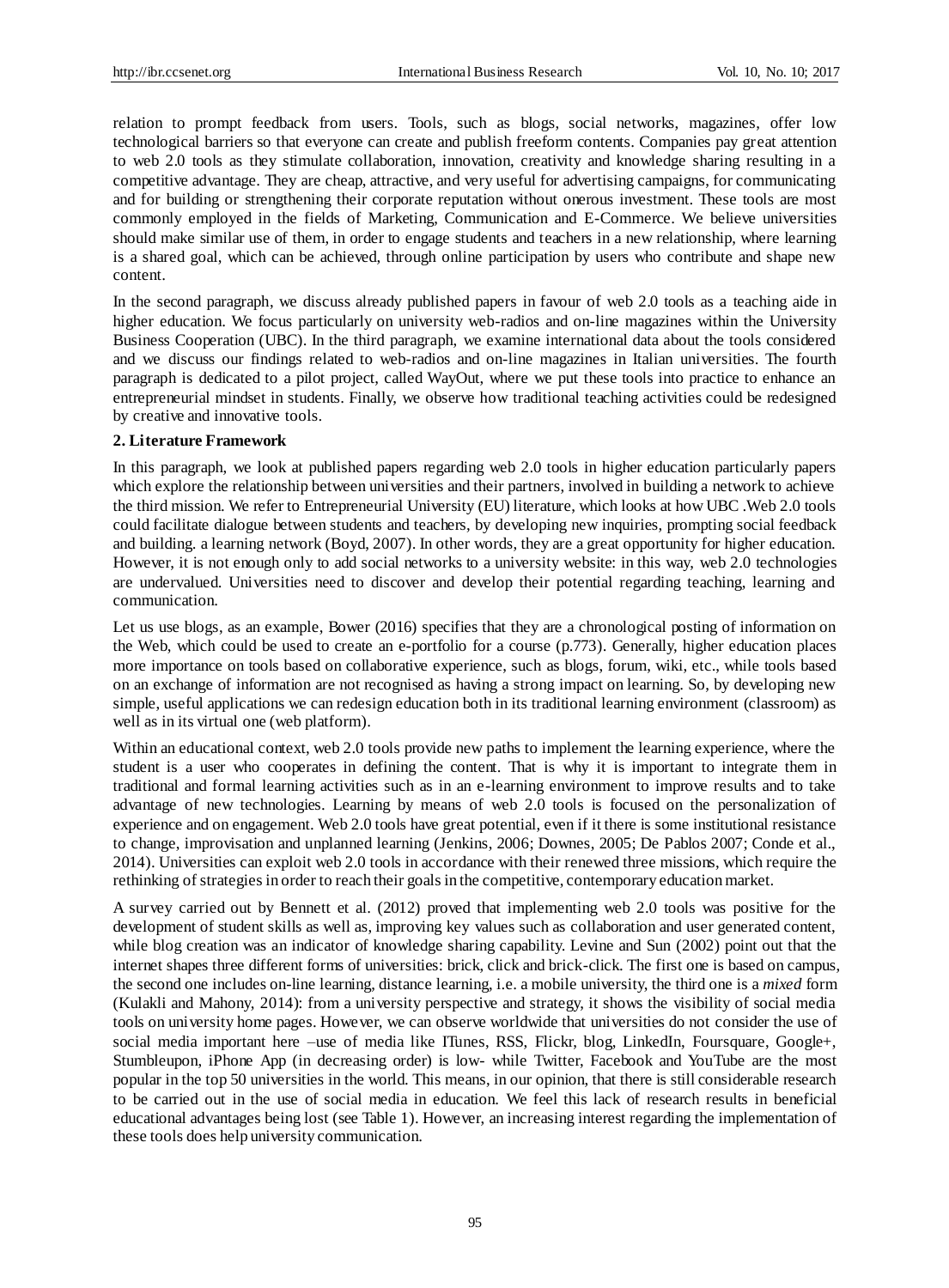relation to prompt feedback from users. Tools, such as blogs, social networks, magazines, offer low technological barriers so that everyone can create and publish freeform contents. Companies pay great attention to web 2.0 tools as they stimulate collaboration, innovation, creativity and knowledge sharing resulting in a competitive advantage. They are cheap, attractive, and very useful for advertising campaigns, for communicating and for building or strengthening their corporate reputation without onerous investment. These tools are most commonly employed in the fields of Marketing, Communication and E-Commerce. We believe universities should make similar use of them, in order to engage students and teachers in a new relationship, where learning is a shared goal, which can be achieved, through online participation by users who contribute and shape new content.

In the second paragraph, we discuss already published papers in favour of web 2.0 tools as a teaching aide in higher education. We focus particularly on university web-radios and on-line magazines within the University Business Cooperation (UBC). In the third paragraph, we examine international data about the tools considered and we discuss our findings related to web-radios and on-line magazines in Italian universities. The fourth paragraph is dedicated to a pilot project, called WayOut, where we put these tools into practice to enhance an entrepreneurial mindset in students. Finally, we observe how traditional teaching activities could be redesigned by creative and innovative tools.

## 2. Literature Framework

In this paragraph, we look at published papers regarding web 2.0 tools in higher education particularly papers which explore the relationship between universities and their partners, involved in building a network to achieve the third mission. We refer to Entrepreneurial University (EU) literature, which looks at how UBC .Web 2.0 tools could facilitate dialogue between students and teachers, by developing new inquiries, prompting social feedback and building. a learning network (Boyd, 2007). In other words, they are a great opportunity for higher education. However, it is not enough only to add social networks to a university website: in this way, web 2.0 technologies are undervalued. Universities need to discover and develop their potential regarding teaching, learning and communication.

Let us use blogs, as an example, Bower (2016) specifies that they are a chronological posting of information on the Web, which could be used to create an e-portfolio for a course (p.773). Generally, higher education places more importance on tools based on collaborative experience, such as blogs, forum, wiki, etc., while tools based on an exchange of information are not recognised as having a strong impact on learning. So, by developing new simple, useful applications we can redesign education both in its traditional learning environment (classroom) as well as in its virtual one (web platform).

Within an educational context, web 2.0 tools provide new paths to implement the learning experience, where the student is a user who cooperates in defining the content. That is why it is important to integrate them in traditional and formal learning activities such as in an e-learning environment to improve results and to take advantage of new technologies. Learning by means of web 2.0 tools is focused on the personalization of experience and on engagement. Web 2.0 tools have great potential, even if it there is some institutional resistance to change, improvisation and unplanned learning (Jenkins, 2006; Downes, 2005; De Pablos 2007; Conde et al., 2014). Universities can exploit web 2.0 tools in accordance with their renewed three missions, which require the rethinking of strategies in order to reach their goals in the competitive, contemporary education market.

A survey carried out by Bennett et al. (2012) proved that implementing web 2.0 tools was positive for the development of student skills as well as, improving key values such as collaboration and user generated content, while blog creation was an indicator of knowledge sharing capability. Levine and Sun (2002) point out that the internet shapes three different forms of universities: brick, click and brick-click. The first one is based on campus, the second one includes on-line learning, distance learning, i.e. a mobile university, the third one is a *mixed* form (Kulakli and Mahony, 2014): from a university perspective and strategy, it shows the visibility of social media tools on university home pages. However, we can observe worldwide that universities do not consider the use of social media important here –use of media like ITunes, RSS, Flickr, blog, LinkedIn, Foursquare, Google+, Stumbleupon, iPhone App (in decreasing order) is low- while Twitter, Facebook and YouTube are the most popular in the top 50 universities in the world. This means, in our opinion, that there is still considerable research to be carried out in the use of social media in education. We feel this lack of research results in beneficial educational advantages being lost (see Table 1). However, an increasing interest regarding the implementation of these tools does help university communication.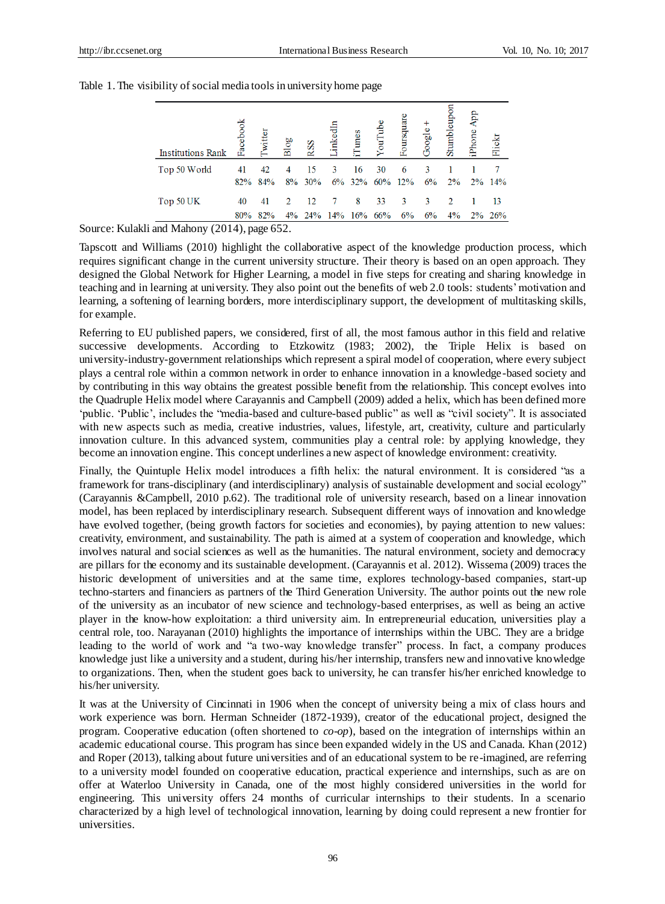Table 1. The visibility of social media tools in university home page

| Institutions Rank | Facebook | Twitter | Blog | RSS | LinkedIn | iTunes | YouTube | Foursquare | Google + | Stumbleupon | iPhone App | Flickr |
|---|---|---|---|---|---|---|---|---|---|---|---|---|
| Top 50 World | 41 | 42 | 4 | 15 | 3 | 16 | 30 | 6 | 3 | 1 | 1 | 7 |
| | 82% | 84% | 8% | 30% | 6% | 32% | 60% | 12% | 6% | 2% | 2% | 14% |
| Top 50 UK | 40 | 41 | 2 | 12 | 7 | 8 | 33 | 3 | 3 | 2 | 1 | 13 |
| | 80% | 82% | 4% | 24% | 14% | 16% | 66% | 6% | 6% | 4% | 2% | 26% |

Source: Kulakli and Mahony (2014), page 652.

Tapscott and Williams (2010) highlight the collaborative aspect of the knowledge production process, which requires significant change in the current university structure. Their theory is based on an open approach. They designed the Global Network for Higher Learning, a model in five steps for creating and sharing knowledge in teaching and in learning at university. They also point out the benefits of web 2.0 tools: students' motivation and learning, a softening of learning borders, more interdisciplinary support, the development of multitasking skills, for example.

Referring to EU published papers, we considered, first of all, the most famous author in this field and relative successive developments. According to Etzkowitz (1983; 2002), the Triple Helix is based on university-industry-government relationships which represent a spiral model of cooperation, where every subject plays a central role within a common network in order to enhance innovation in a knowledge-based society and by contributing in this way obtains the greatest possible benefit from the relationship. This concept evolves into the Quadruple Helix model where Carayannis and Campbell (2009) added a helix, which has been defined more 'public. 'Public', includes the "media-based and culture-based public" as well as "civil society". It is associated with new aspects such as media, creative industries, values, lifestyle, art, creativity, culture and particularly innovation culture. In this advanced system, communities play a central role: by applying knowledge, they become an innovation engine. This concept underlines a new aspect of knowledge environment: creativity.

Finally, the Quintuple Helix model introduces a fifth helix: the natural environment. It is considered "as a framework for trans-disciplinary (and interdisciplinary) analysis of sustainable development and social ecology" (Carayannis &Campbell, 2010 p.62). The traditional role of university research, based on a linear innovation model, has been replaced by interdisciplinary research. Subsequent different ways of innovation and knowledge have evolved together, (being growth factors for societies and economies), by paying attention to new values: creativity, environment, and sustainability. The path is aimed at a system of cooperation and knowledge, which involves natural and social sciences as well as the humanities. The natural environment, society and democracy are pillars for the economy and its sustainable development. (Carayannis et al. 2012). Wissema (2009) traces the historic development of universities and at the same time, explores technology-based companies, start-up techno-starters and financiers as partners of the Third Generation University. The author points out the new role of the university as an incubator of new science and technology-based enterprises, as well as being an active player in the know-how exploitation: a third university aim. In entrepreneurial education, universities play a central role, too. Narayanan (2010) highlights the importance of internships within the UBC. They are a bridge leading to the world of work and "a two-way knowledge transfer" process. In fact, a company produces knowledge just like a university and a student, during his/her internship, transfers new and innovative knowledge to organizations. Then, when the student goes back to university, he can transfer his/her enriched knowledge to his/her university.

It was at the University of Cincinnati in 1906 when the concept of university being a mix of class hours and work experience was born. Herman Schneider (1872-1939), creator of the educational project, designed the program. Cooperative education (often shortened to *co-op*), based on the integration of internships within an academic educational course. This program has since been expanded widely in the US and Canada. Khan (2012) and Roper (2013), talking about future universities and of an educational system to be re-imagined, are referring to a university model founded on cooperative education, practical experience and internships, such as are on offer at Waterloo University in Canada, one of the most highly considered universities in the world for engineering. This university offers 24 months of curricular internships to their students. In a scenario characterized by a high level of technological innovation, learning by doing could represent a new frontier for universities.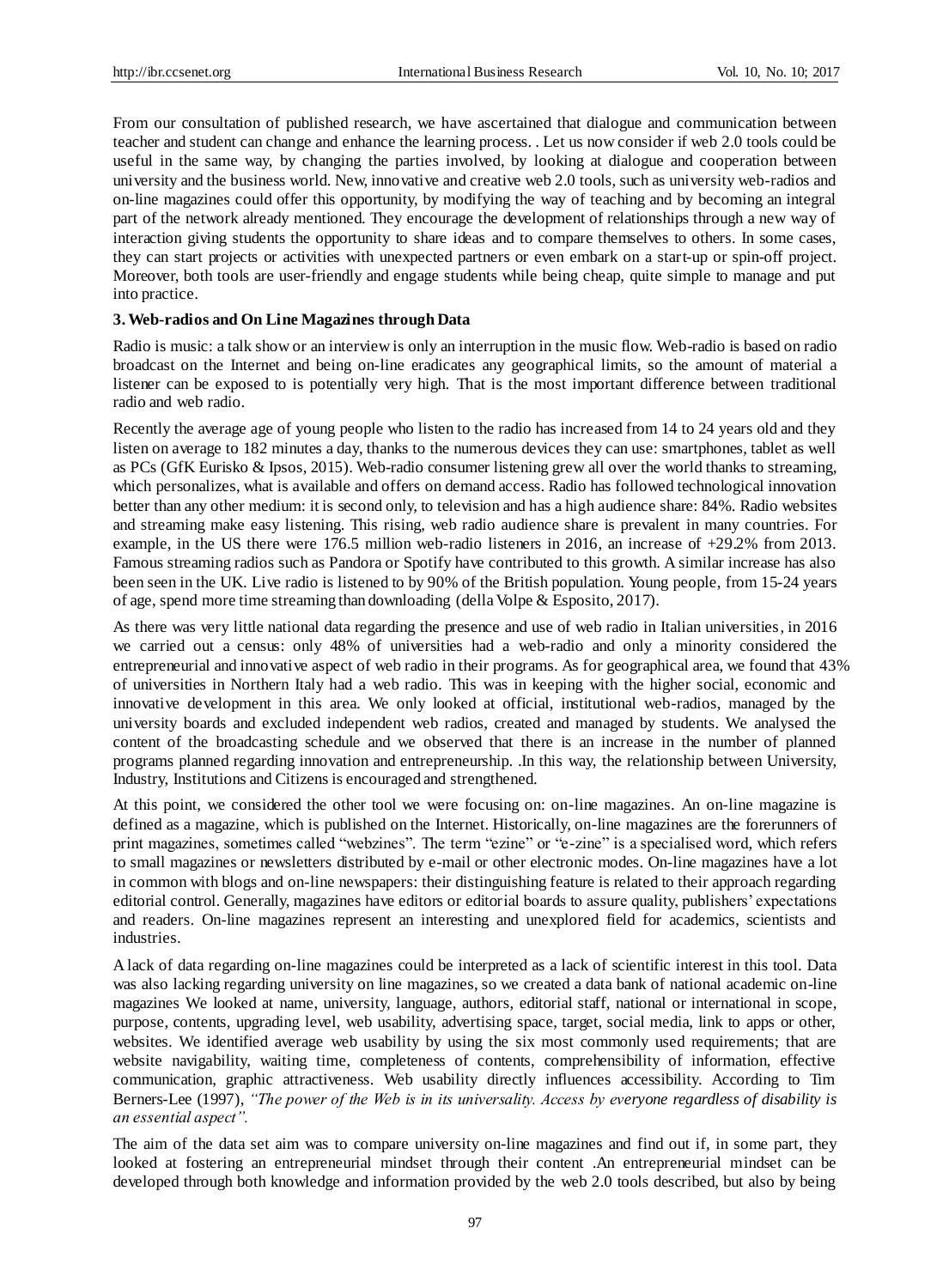From our consultation of published research, we have ascertained that dialogue and communication between teacher and student can change and enhance the learning process. . Let us now consider if web 2.0 tools could be useful in the same way, by changing the parties involved, by looking at dialogue and cooperation between university and the business world. New, innovative and creative web 2.0 tools, such as university web-radios and on-line magazines could offer this opportunity, by modifying the way of teaching and by becoming an integral part of the network already mentioned. They encourage the development of relationships through a new way of interaction giving students the opportunity to share ideas and to compare themselves to others. In some cases, they can start projects or activities with unexpected partners or even embark on a start-up or spin-off project. Moreover, both tools are user-friendly and engage students while being cheap, quite simple to manage and put into practice.

### 3. Web-radios and On Line Magazines through Data

Radio is music: a talk show or an interview is only an interruption in the music flow. Web-radio is based on radio broadcast on the Internet and being on-line eradicates any geographical limits, so the amount of material a listener can be exposed to is potentially very high. That is the most important difference between traditional radio and web radio.

Recently the average age of young people who listen to the radio has increased from 14 to 24 years old and they listen on average to 182 minutes a day, thanks to the numerous devices they can use: smartphones, tablet as well as PCs (GfK Eurisko & Ipsos, 2015). Web-radio consumer listening grew all over the world thanks to streaming, which personalizes, what is available and offers on demand access. Radio has followed technological innovation better than any other medium: it is second only, to television and has a high audience share: 84%. Radio websites and streaming make easy listening. This rising, web radio audience share is prevalent in many countries. For example, in the US there were 176.5 million web-radio listeners in 2016, an increase of +29.2% from 2013. Famous streaming radios such as Pandora or Spotify have contributed to this growth. A similar increase has also been seen in the UK. Live radio is listened to by 90% of the British population. Young people, from 15-24 years of age, spend more time streaming than downloading (della Volpe & Esposito, 2017).

As there was very little national data regarding the presence and use of web radio in Italian universities, in 2016 we carried out a census: only 48% of universities had a web-radio and only a minority considered the entrepreneurial and innovative aspect of web radio in their programs. As for geographical area, we found that 43% of universities in Northern Italy had a web radio. This was in keeping with the higher social, economic and innovative development in this area. We only looked at official, institutional web-radios, managed by the university boards and excluded independent web radios, created and managed by students. We analysed the content of the broadcasting schedule and we observed that there is an increase in the number of planned programs planned regarding innovation and entrepreneurship. .In this way, the relationship between University, Industry, Institutions and Citizens is encouraged and strengthened.

At this point, we considered the other tool we were focusing on: on-line magazines. An on-line magazine is defined as a magazine, which is published on the Internet. Historically, on-line magazines are the forerunners of print magazines, sometimes called "webzines". The term "ezine" or "e-zine" is a specialised word, which refers to small magazines or newsletters distributed by e-mail or other electronic modes. On-line magazines have a lot in common with blogs and on-line newspapers: their distinguishing feature is related to their approach regarding editorial control. Generally, magazines have editors or editorial boards to assure quality, publishers' expectations and readers. On-line magazines represent an interesting and unexplored field for academics, scientists and industries.

A lack of data regarding on-line magazines could be interpreted as a lack of scientific interest in this tool. Data was also lacking regarding university on line magazines, so we created a data bank of national academic on-line magazines We looked at name, university, language, authors, editorial staff, national or international in scope, purpose, contents, upgrading level, web usability, advertising space, target, social media, link to apps or other, websites. We identified average web usability by using the six most commonly used requirements; that are website navigability, waiting time, completeness of contents, comprehensibility of information, effective communication, graphic attractiveness. Web usability directly influences accessibility. According to Tim Berners-Lee (1997), *"The power of the Web is in its universality. Access by everyone regardless of disability is an essential aspect".*

The aim of the data set aim was to compare university on-line magazines and find out if, in some part, they looked at fostering an entrepreneurial mindset through their content .An entrepreneurial mindset can be developed through both knowledge and information provided by the web 2.0 tools described, but also by being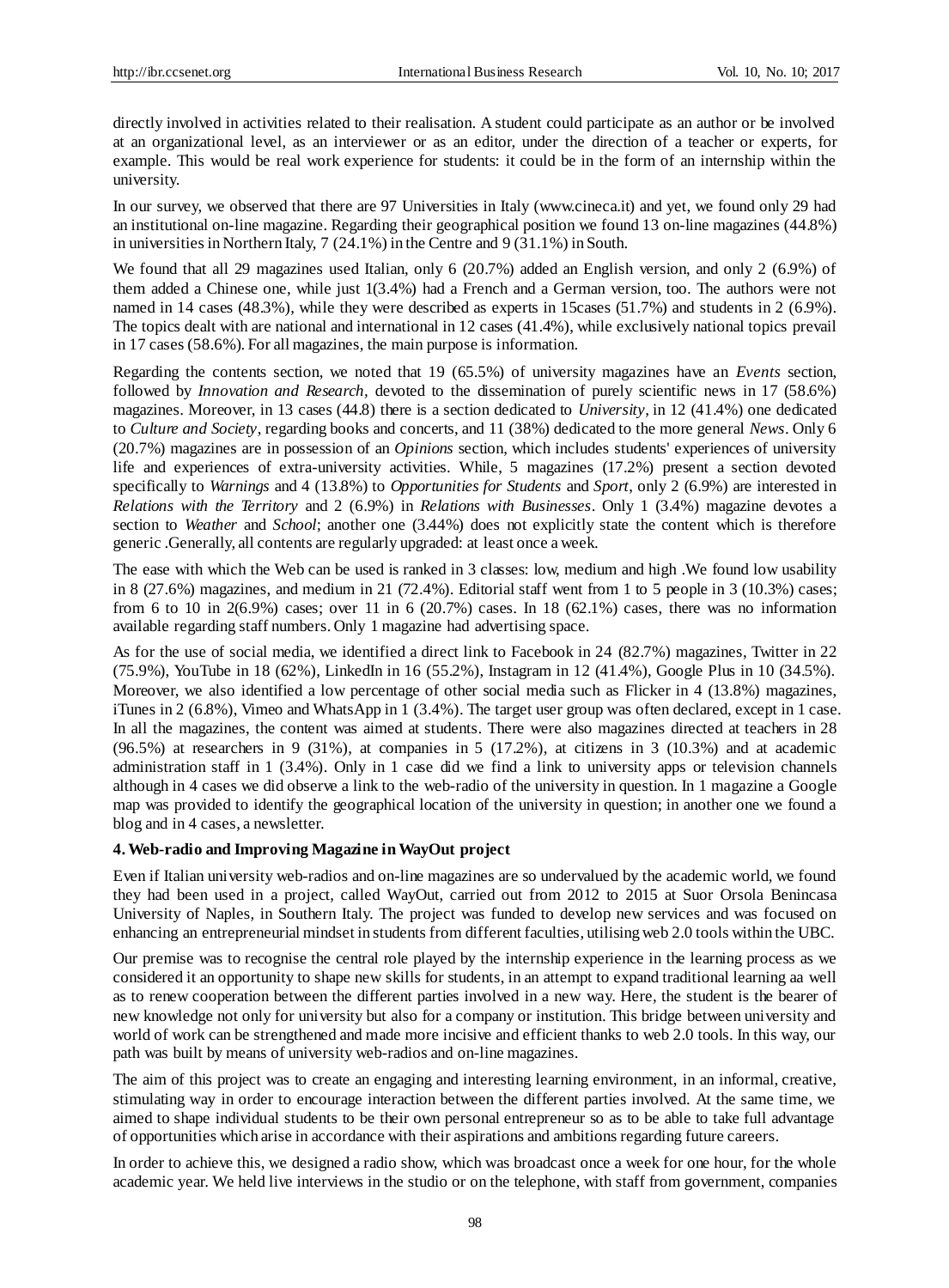directly involved in activities related to their realisation. A student could participate as an author or be involved at an organizational level, as an interviewer or as an editor, under the direction of a teacher or experts, for example. This would be real work experience for students: it could be in the form of an internship within the university.

In our survey, we observed that there are 97 Universities in Italy (www.cineca.it) and yet, we found only 29 had an institutional on-line magazine. Regarding their geographical position we found 13 on-line magazines (44.8%) in universities in Northern Italy, 7 (24.1%) in the Centre and 9 (31.1%) in South.

We found that all 29 magazines used Italian, only 6 (20.7%) added an English version, and only 2 (6.9%) of them added a Chinese one, while just 1(3.4%) had a French and a German version, too. The authors were not named in 14 cases (48.3%), while they were described as experts in 15cases (51.7%) and students in 2 (6.9%). The topics dealt with are national and international in 12 cases (41.4%), while exclusively national topics prevail in 17 cases (58.6%). For all magazines, the main purpose is information.

Regarding the contents section, we noted that 19 (65.5%) of university magazines have an *Events* section, followed by *Innovation and Research*, devoted to the dissemination of purely scientific news in 17 (58.6%) magazines. Moreover, in 13 cases (44.8) there is a section dedicated to *University*, in 12 (41.4%) one dedicated to *Culture and Society*, regarding books and concerts, and 11 (38%) dedicated to the more general *News*. Only 6 (20.7%) magazines are in possession of an *Opinions* section, which includes students' experiences of university life and experiences of extra-university activities. While, 5 magazines (17.2%) present a section devoted specifically to *Warnings* and 4 (13.8%) to *Opportunities for Students* and *Sport*, only 2 (6.9%) are interested in *Relations with the Territory* and 2 (6.9%) in *Relations with Businesses*. Only 1 (3.4%) magazine devotes a section to *Weather* and *School*; another one (3.44%) does not explicitly state the content which is therefore generic .Generally, all contents are regularly upgraded: at least once a week.

The ease with which the Web can be used is ranked in 3 classes: low, medium and high .We found low usability in 8 (27.6%) magazines, and medium in 21 (72.4%). Editorial staff went from 1 to 5 people in 3 (10.3%) cases; from 6 to 10 in 2(6.9%) cases; over 11 in 6 (20.7%) cases. In 18 (62.1%) cases, there was no information available regarding staff numbers. Only 1 magazine had advertising space.

As for the use of social media, we identified a direct link to Facebook in 24 (82.7%) magazines, Twitter in 22 (75.9%), YouTube in 18 (62%), LinkedIn in 16 (55.2%), Instagram in 12 (41.4%), Google Plus in 10 (34.5%). Moreover, we also identified a low percentage of other social media such as Flicker in 4 (13.8%) magazines, iTunes in 2 (6.8%), Vimeo and WhatsApp in 1 (3.4%). The target user group was often declared, except in 1 case. In all the magazines, the content was aimed at students. There were also magazines directed at teachers in 28 (96.5%) at researchers in 9 (31%), at companies in 5 (17.2%), at citizens in 3 (10.3%) and at academic administration staff in 1 (3.4%). Only in 1 case did we find a link to university apps or television channels although in 4 cases we did observe a link to the web-radio of the university in question. In 1 magazine a Google map was provided to identify the geographical location of the university in question; in another one we found a blog and in 4 cases, a newsletter.

### 4. Web-radio and Improving Magazine in WayOut project

Even if Italian university web-radios and on-line magazines are so undervalued by the academic world, we found they had been used in a project, called WayOut, carried out from 2012 to 2015 at Suor Orsola Benincasa University of Naples, in Southern Italy. The project was funded to develop new services and was focused on enhancing an entrepreneurial mindset in students from different faculties, utilising web 2.0 tools within the UBC.

Our premise was to recognise the central role played by the internship experience in the learning process as we considered it an opportunity to shape new skills for students, in an attempt to expand traditional learning aa well as to renew cooperation between the different parties involved in a new way. Here, the student is the bearer of new knowledge not only for university but also for a company or institution. This bridge between university and world of work can be strengthened and made more incisive and efficient thanks to web 2.0 tools. In this way, our path was built by means of university web-radios and on-line magazines.

The aim of this project was to create an engaging and interesting learning environment, in an informal, creative, stimulating way in order to encourage interaction between the different parties involved. At the same time, we aimed to shape individual students to be their own personal entrepreneur so as to be able to take full advantage of opportunities which arise in accordance with their aspirations and ambitions regarding future careers.

In order to achieve this, we designed a radio show, which was broadcast once a week for one hour, for the whole academic year. We held live interviews in the studio or on the telephone, with staff from government, companies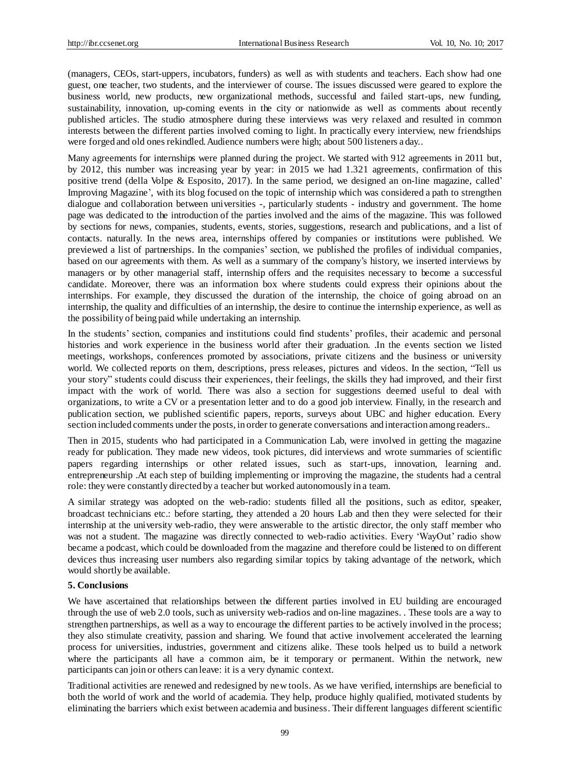(managers, CEOs, start-uppers, incubators, funders) as well as with students and teachers. Each show had one guest, one teacher, two students, and the interviewer of course. The issues discussed were geared to explore the business world, new products, new organizational methods, successful and failed start-ups, new funding, sustainability, innovation, up-coming events in the city or nationwide as well as comments about recently published articles. The studio atmosphere during these interviews was very relaxed and resulted in common interests between the different parties involved coming to light. In practically every interview, new friendships were forged and old ones rekindled. Audience numbers were high; about 500 listeners a day..

Many agreements for internships were planned during the project. We started with 912 agreements in 2011 but, by 2012, this number was increasing year by year: in 2015 we had 1.321 agreements, confirmation of this positive trend (della Volpe & Esposito, 2017). In the same period, we designed an on-line magazine, called' Improving Magazine', with its blog focused on the topic of internship which was considered a path to strengthen dialogue and collaboration between universities -, particularly students - industry and government. The home page was dedicated to the introduction of the parties involved and the aims of the magazine. This was followed by sections for news, companies, students, events, stories, suggestions, research and publications, and a list of contacts. naturally. In the news area, internships offered by companies or institutions were published. We previewed a list of partnerships. In the companies' section, we published the profiles of individual companies, based on our agreements with them. As well as a summary of the company's history, we inserted interviews by managers or by other managerial staff, internship offers and the requisites necessary to become a successful candidate. Moreover, there was an information box where students could express their opinions about the internships. For example, they discussed the duration of the internship, the choice of going abroad on an internship, the quality and difficulties of an internship, the desire to continue the internship experience, as well as the possibility of being paid while undertaking an internship.

In the students' section, companies and institutions could find students' profiles, their academic and personal histories and work experience in the business world after their graduation. .In the events section we listed meetings, workshops, conferences promoted by associations, private citizens and the business or university world. We collected reports on them, descriptions, press releases, pictures and videos. In the section, "Tell us your story" students could discuss their experiences, their feelings, the skills they had improved, and their first impact with the work of world. There was also a section for suggestions deemed useful to deal with organizations, to write a CV or a presentation letter and to do a good job interview. Finally, in the research and publication section, we published scientific papers, reports, surveys about UBC and higher education. Every section included comments under the posts, in order to generate conversations and interaction among readers..

Then in 2015, students who had participated in a Communication Lab, were involved in getting the magazine ready for publication. They made new videos, took pictures, did interviews and wrote summaries of scientific papers regarding internships or other related issues, such as start-ups, innovation, learning and. entrepreneurship .At each step of building implementing or improving the magazine, the students had a central role: they were constantly directed by a teacher but worked autonomously in a team.

A similar strategy was adopted on the web-radio: students filled all the positions, such as editor, speaker, broadcast technicians etc.: before starting, they attended a 20 hours Lab and then they were selected for their internship at the university web-radio, they were answerable to the artistic director, the only staff member who was not a student. The magazine was directly connected to web-radio activities. Every 'WayOut' radio show became a podcast, which could be downloaded from the magazine and therefore could be listened to on different devices thus increasing user numbers also regarding similar topics by taking advantage of the network, which would shortly be available.

## 5. Conclusions

We have ascertained that relationships between the different parties involved in EU building are encouraged through the use of web 2.0 tools, such as university web-radios and on-line magazines. . These tools are a way to strengthen partnerships, as well as a way to encourage the different parties to be actively involved in the process; they also stimulate creativity, passion and sharing. We found that active involvement accelerated the learning process for universities, industries, government and citizens alike. These tools helped us to build a network where the participants all have a common aim, be it temporary or permanent. Within the network, new participants can join or others can leave: it is a very dynamic context.

Traditional activities are renewed and redesigned by new tools. As we have verified, internships are beneficial to both the world of work and the world of academia. They help, produce highly qualified, motivated students by eliminating the barriers which exist between academia and business. Their different languages different scientific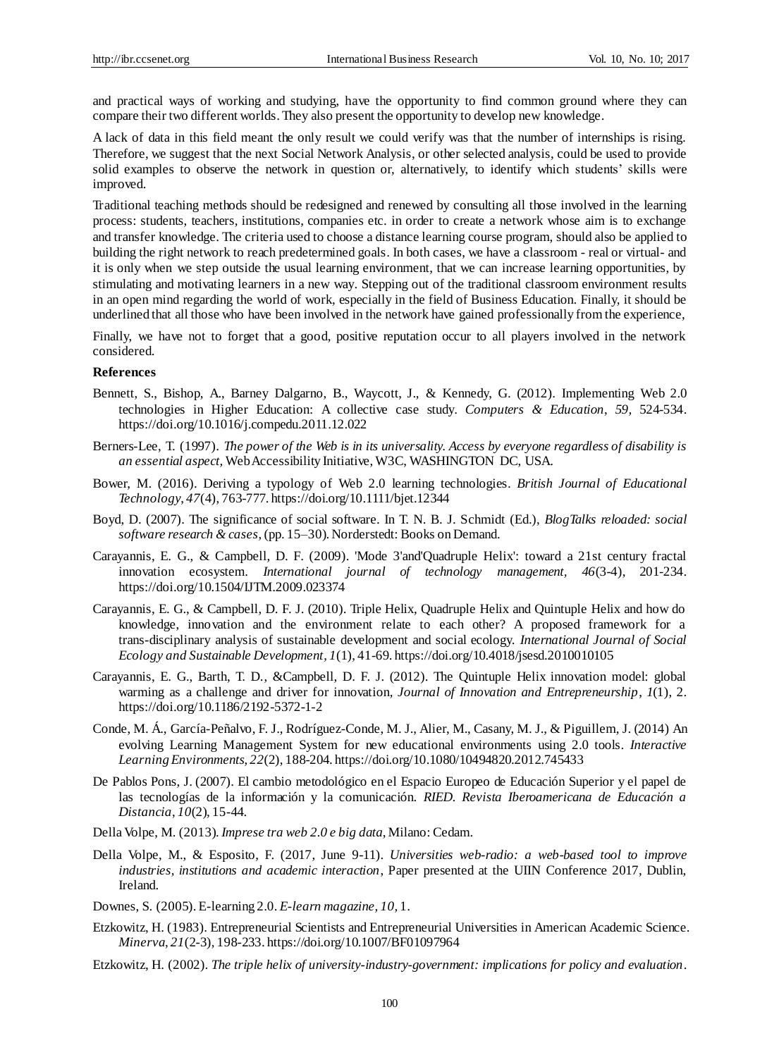and practical ways of working and studying, have the opportunity to find common ground where they can compare their two different worlds. They also present the opportunity to develop new knowledge.

A lack of data in this field meant the only result we could verify was that the number of internships is rising. Therefore, we suggest that the next Social Network Analysis, or other selected analysis, could be used to provide solid examples to observe the network in question or, alternatively, to identify which students' skills were improved.

Traditional teaching methods should be redesigned and renewed by consulting all those involved in the learning process: students, teachers, institutions, companies etc. in order to create a network whose aim is to exchange and transfer knowledge. The criteria used to choose a distance learning course program, should also be applied to building the right network to reach predetermined goals. In both cases, we have a classroom - real or virtual- and it is only when we step outside the usual learning environment, that we can increase learning opportunities, by stimulating and motivating learners in a new way. Stepping out of the traditional classroom environment results in an open mind regarding the world of work, especially in the field of Business Education. Finally, it should be underlined that all those who have been involved in the network have gained professionally from the experience,

Finally, we have not to forget that a good, positive reputation occur to all players involved in the network considered.

**References**

Bennett, S., Bishop, A., Barney Dalgarno, B., Waycott, J., & Kennedy, G. (2012). Implementing Web 2.0 technologies in Higher Education: A collective case study. *Computers & Education*, *59*, 524-534. https://doi.org/10.1016/j.compedu.2011.12.022

Berners-Lee, T. (1997). *The power of the Web is in its universality. Access by everyone regardless of disability is an essential aspect*, Web Accessibility Initiative, W3C, WASHINGTON DC, USA.

Bower, M. (2016). Deriving a typology of Web 2.0 learning technologies. *British Journal of Educational Technology*, *47*(4), 763-777. https://doi.org/10.1111/bjet.12344

Boyd, D. (2007). The significance of social software. In T. N. B. J. Schmidt (Ed.), *BlogTalks reloaded: social software research & cases*, (pp. 15–30). Norderstedt: Books on Demand.

Carayannis, E. G., & Campbell, D. F. (2009). 'Mode 3'and'Quadruple Helix': toward a 21st century fractal innovation ecosystem. *International journal of technology management, 46*(3-4), 201-234. https://doi.org/10.1504/IJTM.2009.023374

Carayannis, E. G., & Campbell, D. F. J. (2010). Triple Helix, Quadruple Helix and Quintuple Helix and how do knowledge, innovation and the environment relate to each other? A proposed framework for a trans-disciplinary analysis of sustainable development and social ecology. *International Journal of Social Ecology and Sustainable Development, 1*(1), 41-69. https://doi.org/10.4018/jsesd.2010010105

Carayannis, E. G., Barth, T. D., &Campbell, D. F. J. (2012). The Quintuple Helix innovation model: global warming as a challenge and driver for innovation, *Journal of Innovation and Entrepreneurship*, *1*(1), 2. https://doi.org/10.1186/2192-5372-1-2

Conde, M. Á., García-Peñalvo, F. J., Rodríguez-Conde, M. J., Alier, M., Casany, M. J., & Piguillem, J. (2014) An evolving Learning Management System for new educational environments using 2.0 tools. *Interactive Learning Environments, 22*(2), 188-204. https://doi.org/10.1080/10494820.2012.745433

De Pablos Pons, J. (2007). El cambio metodológico en el Espacio Europeo de Educación Superior y el papel de las tecnologías de la información y la comunicación. *RIED. Revista Iberoamericana de Educación a Distancia*, *10*(2), 15-44.

Della Volpe, M. (2013). *Imprese tra web 2.0 e big data*, Milano: Cedam.

Della Volpe, M., & Esposito, F. (2017, June 9-11). *Universities web-radio: a web-based tool to improve industries, institutions and academic interaction*, Paper presented at the UIIN Conference 2017, Dublin, Ireland.

Downes, S. (2005). E-learning 2.0. *E-learn magazine, 10,* 1.

Etzkowitz, H. (1983). Entrepreneurial Scientists and Entrepreneurial Universities in American Academic Science. *Minerva*, *21*(2-3), 198-233. https://doi.org/10.1007/BF01097964

Etzkowitz, H. (2002). *The triple helix of university-industry-government: implications for policy and evaluation*.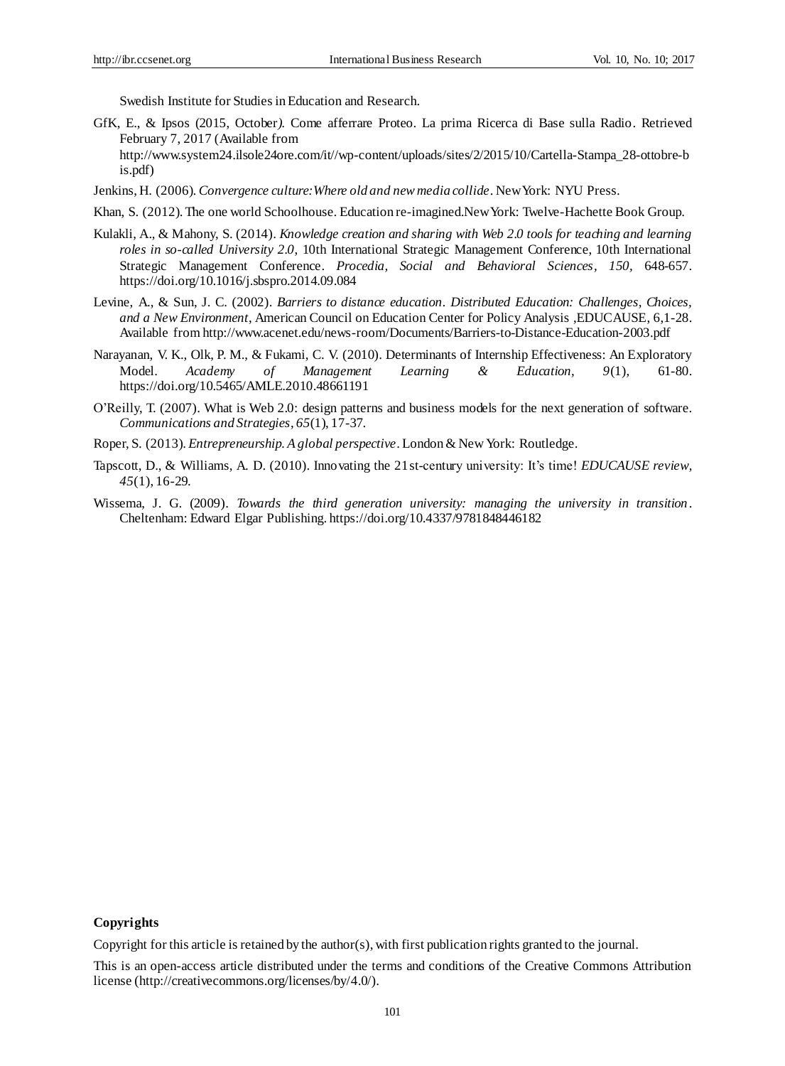Swedish Institute for Studies in Education and Research.

GfK, E., & Ipsos (2015, October). Come afferrare Proteo. La prima Ricerca di Base sulla Radio. Retrieved February 7, 2017 (Available from http://www.system24.ilsole24ore.com/it//wp-content/uploads/sites/2/2015/10/Cartella-Stampa_28-ottobre-bis.pdf)

Jenkins, H. (2006). *Convergence culture: Where old and new media collide*. New York: NYU Press.

Khan, S. (2012). The one world Schoolhouse. Education re-imagined. New York: Twelve-Hachette Book Group.

Kulakli, A., & Mahony, S. (2014). *Knowledge creation and sharing with Web 2.0 tools for teaching and learning roles in so-called University 2.0*, 10th International Strategic Management Conference, 10th International Strategic Management Conference. *Procedia, Social and Behavioral Sciences, 150*, 648-657. https://doi.org/10.1016/j.sbspro.2014.09.084

Levine, A., & Sun, J. C. (2002). *Barriers to distance education*. *Distributed Education: Challenges, Choices, and a New Environment*, American Council on Education Center for Policy Analysis ,EDUCAUSE, 6,1-28. Available from http://www.acenet.edu/news-room/Documents/Barriers-to-Distance-Education-2003.pdf

Narayanan, V. K., Olk, P. M., & Fukami, C. V. (2010). Determinants of Internship Effectiveness: An Exploratory Model. *Academy of Management Learning & Education, 9*(1), 61-80. https://doi.org/10.5465/AMLE.2010.48661191

O'Reilly, T. (2007). What is Web 2.0: design patterns and business models for the next generation of software. *Communications and Strategies, 65*(1), 17-37.

Roper, S. (2013). *Entrepreneurship. A global perspective*. London & New York: Routledge.

Tapscott, D., & Williams, A. D. (2010). Innovating the 21st-century university: It's time! *EDUCAUSE review, 45*(1), 16-29.

Wissema, J. G. (2009). *Towards the third generation university: managing the university in transition*. Cheltenham: Edward Elgar Publishing. https://doi.org/10.4337/9781848446182

**Copyrights**

Copyright for this article is retained by the author(s), with first publication rights granted to the journal.

This is an open-access article distributed under the terms and conditions of the Creative Commons Attribution license (http://creativecommons.org/licenses/by/4.0/).